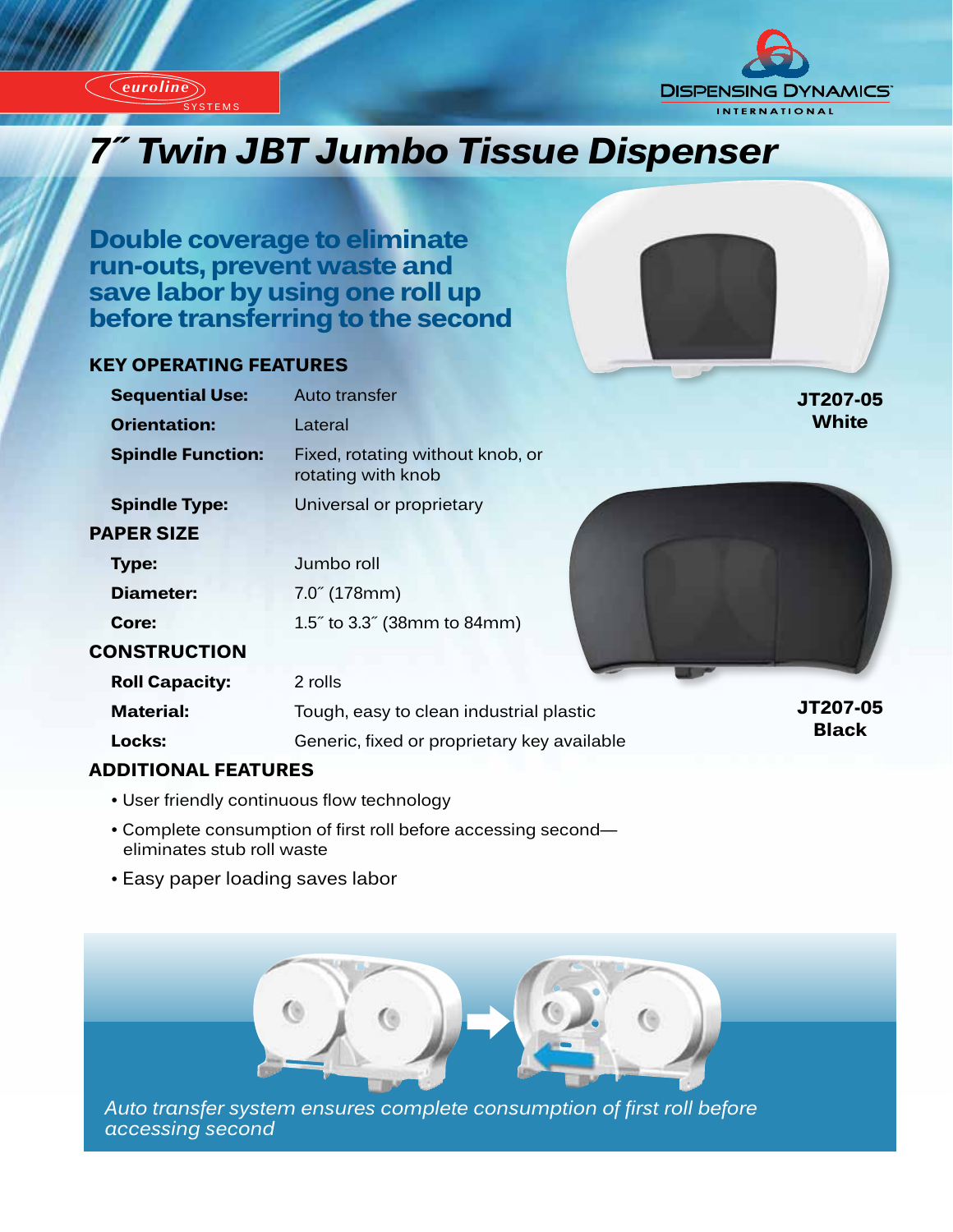euroline SYSTEMS

DISPENSING DYNAMICS INTERNATIONAL

# 7˝ Twin JBT Jumbo Tissue Dispenser

## Double coverage to eliminate run-outs, prevent waste and save labor by using one roll up before transferring to the second

### KEY OPERATING FEATURES

| | |
|---|---|
| **Sequential Use:** | Auto transfer |
| **Orientation:** | Lateral |
| **Spindle Function:** | Fixed, rotating without knob, or rotating with knob |
| **Spindle Type:** | Universal or proprietary |

### PAPER SIZE

| | |
|---|---|
| **Type:** | Jumbo roll |
| **Diameter:** | 7.0˝ (178mm) |
| **Core:** | 1.5˝ to 3.3˝ (38mm to 84mm) |

### CONSTRUCTION

| | |
|---|---|
| **Roll Capacity:** | 2 rolls |
| **Material:** | Tough, easy to clean industrial plastic |
| **Locks:** | Generic, fixed or proprietary key available |

### ADDITIONAL FEATURES

- User friendly continuous flow technology
- Complete consumption of first roll before accessing second—eliminates stub roll waste
- Easy paper loading saves labor

**JT207-05 White**

**JT207-05 Black**

*Auto transfer system ensures complete consumption of first roll before accessing second*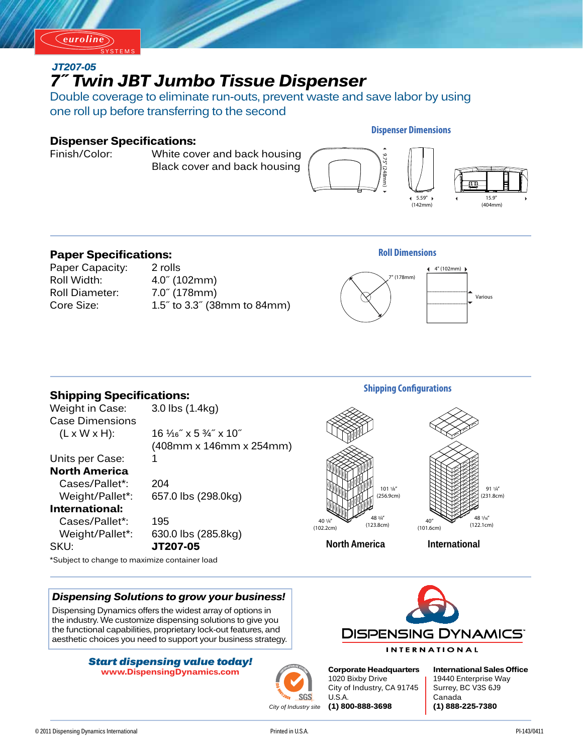euroline SYSTEMS

*JT207-05*

# *7˝ Twin JBT Jumbo Tissue Dispenser*

Double coverage to eliminate run-outs, prevent waste and save labor by using one roll up before transferring to the second

## Dispenser Specifications:

| | |
|---|---|
| Finish/Color: | White cover and back housing |
| | Black cover and back housing |

### Dispenser Dimensions

9.75" (248mm)

5.59" (142mm)

15.9" (404mm)

## Paper Specifications:

| | |
|---|---|
| Paper Capacity: | 2 rolls |
| Roll Width: | 4.0˝ (102mm) |
| Roll Diameter: | 7.0˝ (178mm) |
| Core Size: | 1.5˝ to 3.3˝ (38mm to 84mm) |

### Roll Dimensions

7" (178mm)

4" (102mm)

Various

## Shipping Specifications:

| | |
|---|---|
| Weight in Case: | 3.0 lbs (1.4kg) |
| Case Dimensions (L x W x H): | 16 1⁄16˝ x 5 ¾˝ x 10˝ (408mm x 146mm x 254mm) |
| Units per Case: | 1 |
| **North America** | |
| Cases/Pallet*: | 204 |
| Weight/Pallet*: | 657.0 lbs (298.0kg) |
| **International:** | |
| Cases/Pallet*: | 195 |
| Weight/Pallet*: | 630.0 lbs (285.8kg) |
| SKU: | **JT207-05** |

*Subject to change to maximize container load

### Shipping Configurations

North America

101 1/8" (256.9cm)

40 1/4" (102.2cm)

48 3/4" (123.8cm)

International

91 1/4" (231.8cm)

40" (101.6cm)

48 1/16" (122.1cm)

### *Dispensing Solutions to grow your business!*

Dispensing Dynamics offers the widest array of options in the industry. We customize dispensing solutions to give you the functional capabilities, proprietary lock-out features, and aesthetic choices you need to support your business strategy.

***Start dispensing value today!***
**www.DispensingDynamics.com**

City of Industry site

DISPENSING DYNAMICS™ INTERNATIONAL

**Corporate Headquarters**
1020 Bixby Drive
City of Industry, CA 91745
U.S.A.
**(1) 800-888-3698**

**International Sales Office**
19440 Enterprise Way
Surrey, BC V3S 6J9
Canada
**(1) 888-225-7380**

© 2011 Dispensing Dynamics International

Printed in U.S.A.

PI-143/0411